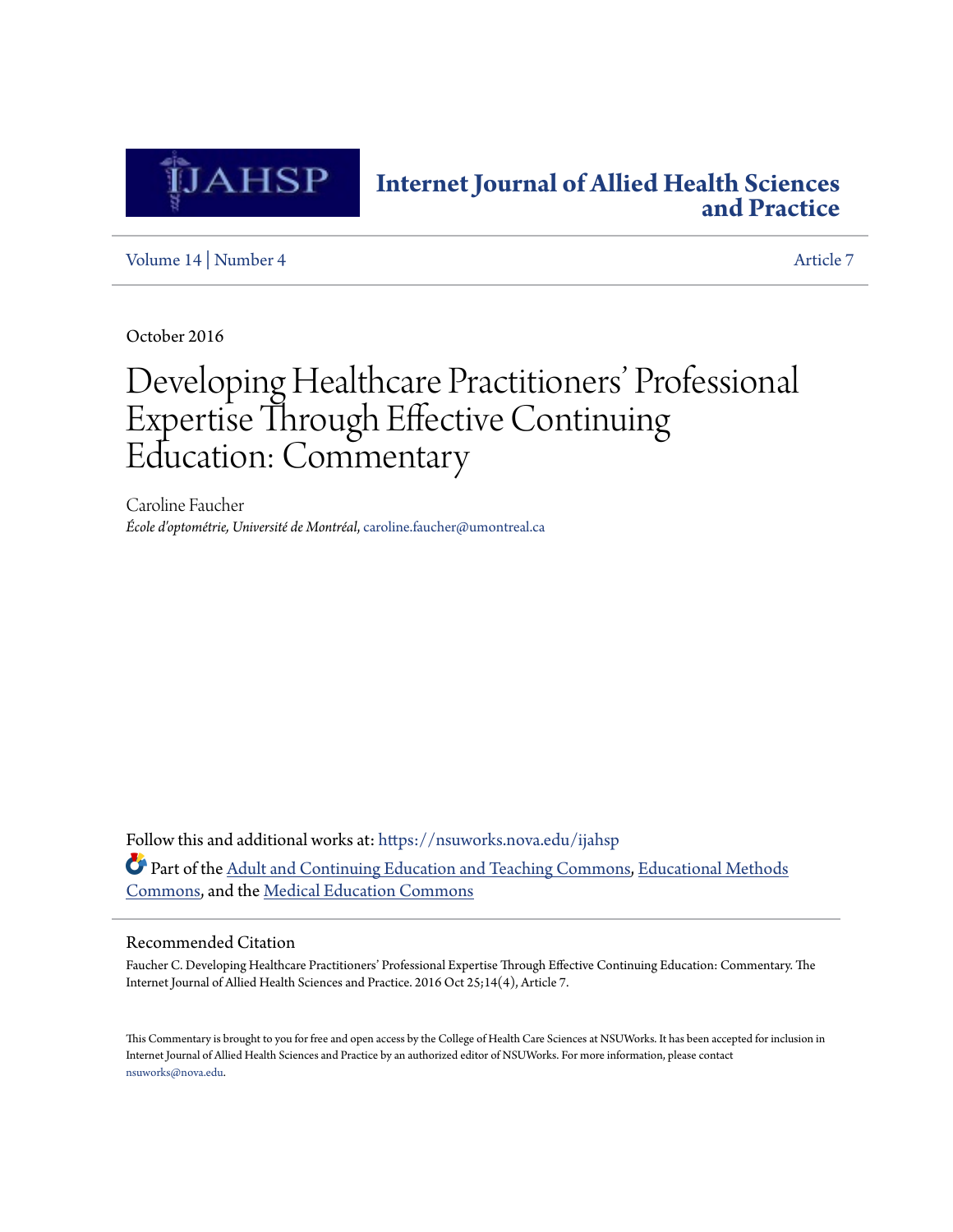# Internet Journal of Allied Health Sciences and Practice

Volume 14 | Number 4 — Article 7

October 2016

# Developing Healthcare Practitioners' Professional Expertise Through Effective Continuing Education: Commentary

Caroline Faucher
*École d'optométrie, Université de Montréal*, caroline.faucher@umontreal.ca

Follow this and additional works at: https://nsuworks.nova.edu/ijahsp

Part of the Adult and Continuing Education and Teaching Commons, Educational Methods Commons, and the Medical Education Commons

## Recommended Citation

Faucher C. Developing Healthcare Practitioners' Professional Expertise Through Effective Continuing Education: Commentary. The Internet Journal of Allied Health Sciences and Practice. 2016 Oct 25;14(4), Article 7.

This Commentary is brought to you for free and open access by the College of Health Care Sciences at NSUWorks. It has been accepted for inclusion in Internet Journal of Allied Health Sciences and Practice by an authorized editor of NSUWorks. For more information, please contact nsuworks@nova.edu.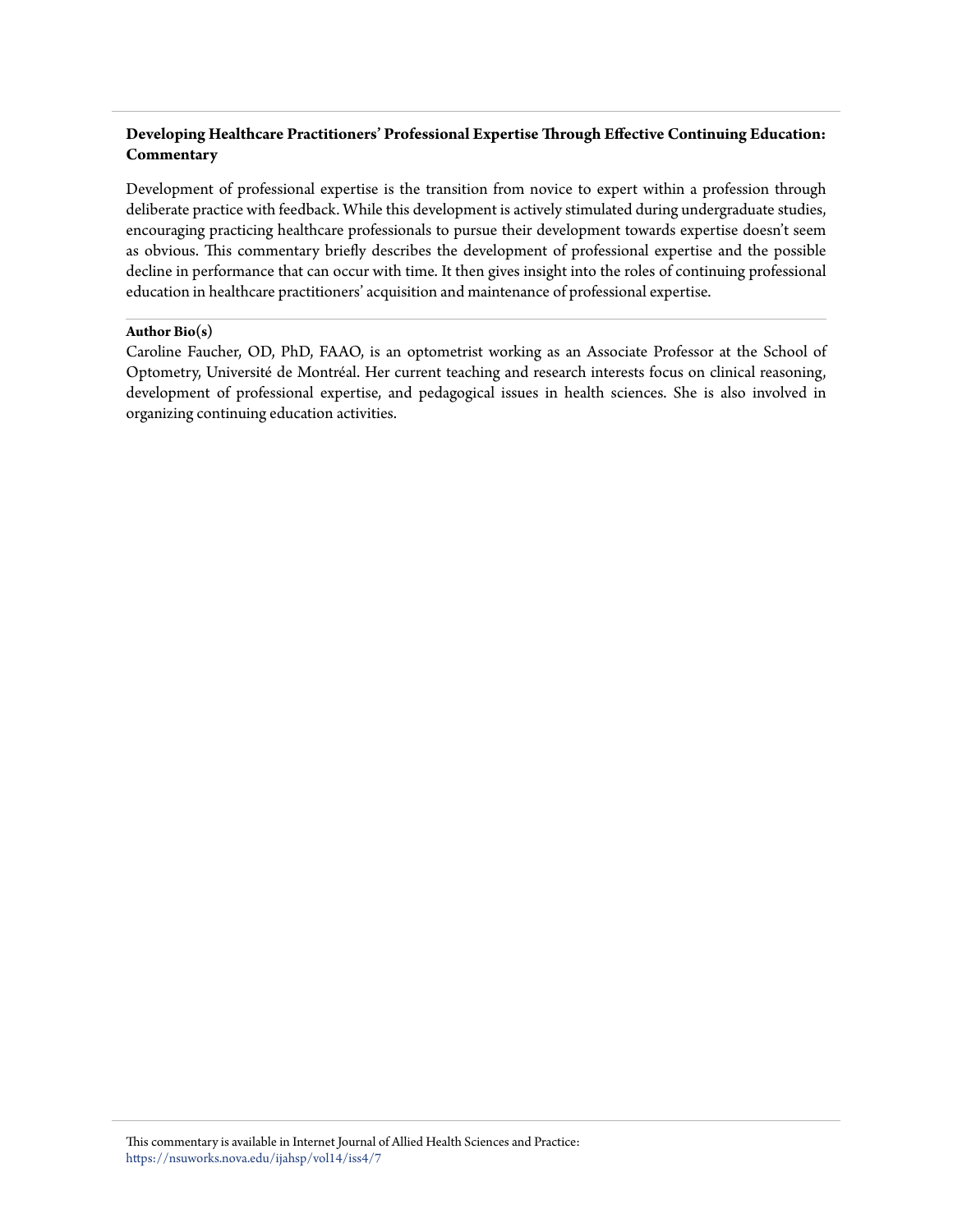**Developing Healthcare Practitioners' Professional Expertise Through Effective Continuing Education: Commentary**

Development of professional expertise is the transition from novice to expert within a profession through deliberate practice with feedback. While this development is actively stimulated during undergraduate studies, encouraging practicing healthcare professionals to pursue their development towards expertise doesn't seem as obvious. This commentary briefly describes the development of professional expertise and the possible decline in performance that can occur with time. It then gives insight into the roles of continuing professional education in healthcare practitioners' acquisition and maintenance of professional expertise.

**Author Bio(s)**

Caroline Faucher, OD, PhD, FAAO, is an optometrist working as an Associate Professor at the School of Optometry, Université de Montréal. Her current teaching and research interests focus on clinical reasoning, development of professional expertise, and pedagogical issues in health sciences. She is also involved in organizing continuing education activities.

This commentary is available in Internet Journal of Allied Health Sciences and Practice: https://nsuworks.nova.edu/ijahsp/vol14/iss4/7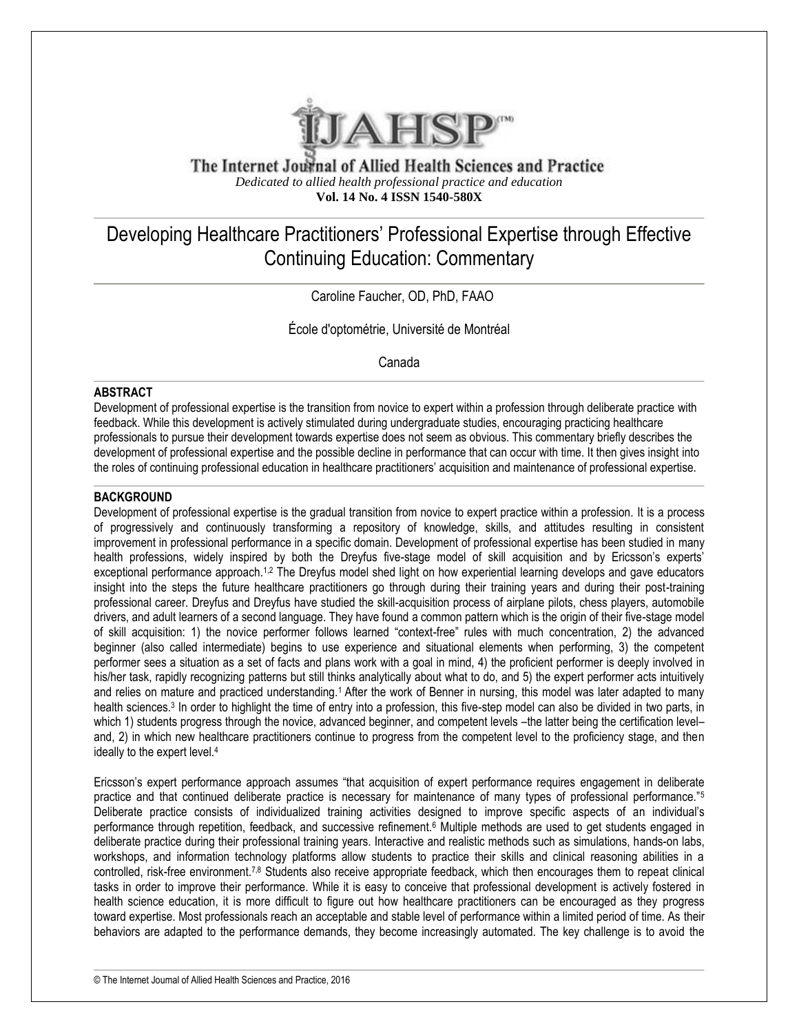The Internet Journal of Allied Health Sciences and Practice

*Dedicated to allied health professional practice and education*

**Vol. 14 No. 4 ISSN 1540-580X**

# Developing Healthcare Practitioners' Professional Expertise through Effective Continuing Education: Commentary

Caroline Faucher, OD, PhD, FAAO

École d'optométrie, Université de Montréal

Canada

## ABSTRACT

Development of professional expertise is the transition from novice to expert within a profession through deliberate practice with feedback. While this development is actively stimulated during undergraduate studies, encouraging practicing healthcare professionals to pursue their development towards expertise does not seem as obvious. This commentary briefly describes the development of professional expertise and the possible decline in performance that can occur with time. It then gives insight into the roles of continuing professional education in healthcare practitioners' acquisition and maintenance of professional expertise.

## BACKGROUND

Development of professional expertise is the gradual transition from novice to expert practice within a profession. It is a process of progressively and continuously transforming a repository of knowledge, skills, and attitudes resulting in consistent improvement in professional performance in a specific domain. Development of professional expertise has been studied in many health professions, widely inspired by both the Dreyfus five-stage model of skill acquisition and by Ericsson's experts' exceptional performance approach.[1,2] The Dreyfus model shed light on how experiential learning develops and gave educators insight into the steps the future healthcare practitioners go through during their training years and during their post-training professional career. Dreyfus and Dreyfus have studied the skill-acquisition process of airplane pilots, chess players, automobile drivers, and adult learners of a second language. They have found a common pattern which is the origin of their five-stage model of skill acquisition: 1) the novice performer follows learned "context-free" rules with much concentration, 2) the advanced beginner (also called intermediate) begins to use experience and situational elements when performing, 3) the competent performer sees a situation as a set of facts and plans work with a goal in mind, 4) the proficient performer is deeply involved in his/her task, rapidly recognizing patterns but still thinks analytically about what to do, and 5) the expert performer acts intuitively and relies on mature and practiced understanding.[1] After the work of Benner in nursing, this model was later adapted to many health sciences.[3] In order to highlight the time of entry into a profession, this five-step model can also be divided in two parts, in which 1) students progress through the novice, advanced beginner, and competent levels –the latter being the certification level– and, 2) in which new healthcare practitioners continue to progress from the competent level to the proficiency stage, and then ideally to the expert level.[4]

Ericsson's expert performance approach assumes "that acquisition of expert performance requires engagement in deliberate practice and that continued deliberate practice is necessary for maintenance of many types of professional performance."[5] Deliberate practice consists of individualized training activities designed to improve specific aspects of an individual's performance through repetition, feedback, and successive refinement.[6] Multiple methods are used to get students engaged in deliberate practice during their professional training years. Interactive and realistic methods such as simulations, hands-on labs, workshops, and information technology platforms allow students to practice their skills and clinical reasoning abilities in a controlled, risk-free environment.[7,8] Students also receive appropriate feedback, which then encourages them to repeat clinical tasks in order to improve their performance. While it is easy to conceive that professional development is actively fostered in health science education, it is more difficult to figure out how healthcare practitioners can be encouraged as they progress toward expertise. Most professionals reach an acceptable and stable level of performance within a limited period of time. As their behaviors are adapted to the performance demands, they become increasingly automated. The key challenge is to avoid the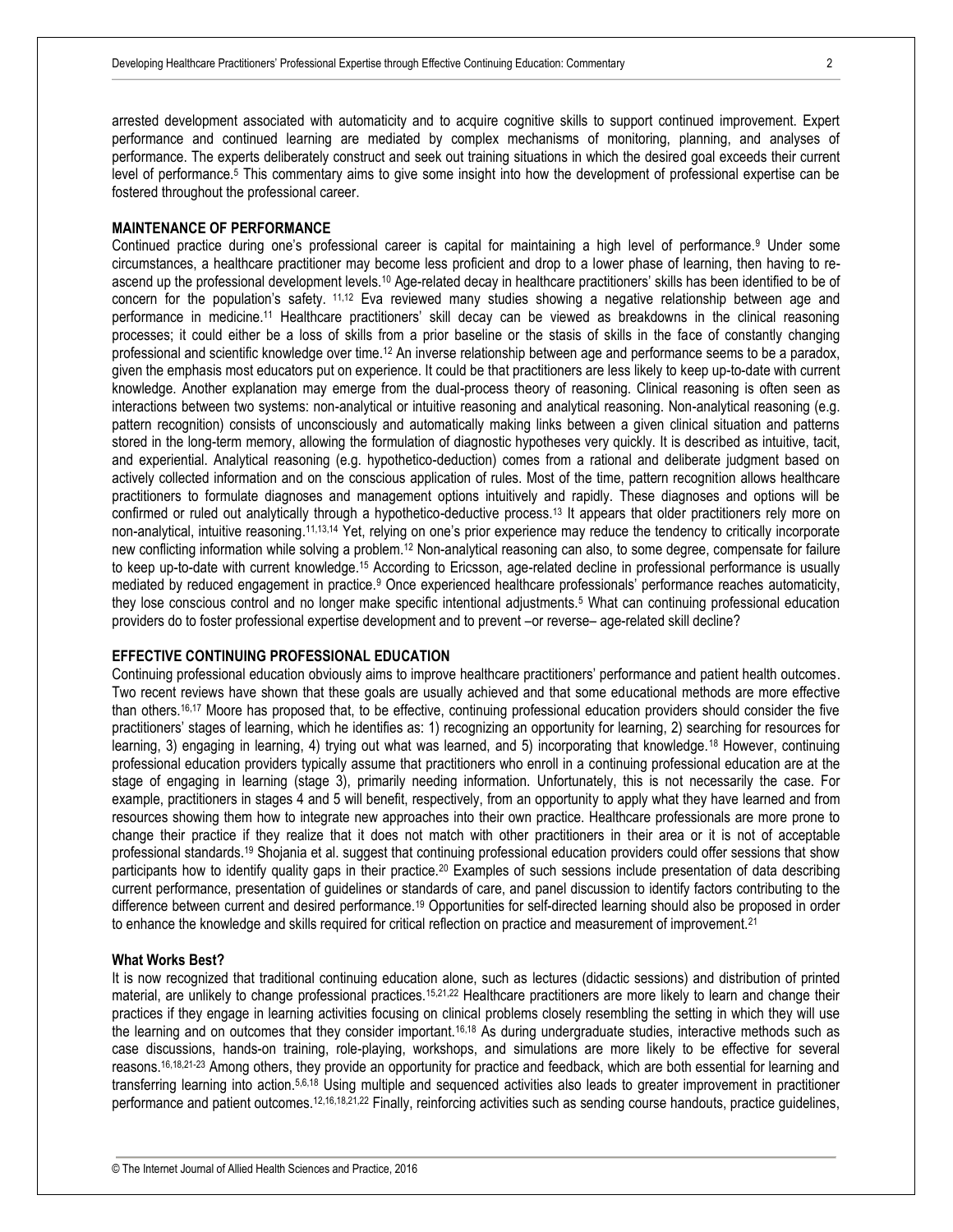arrested development associated with automaticity and to acquire cognitive skills to support continued improvement. Expert performance and continued learning are mediated by complex mechanisms of monitoring, planning, and analyses of performance. The experts deliberately construct and seek out training situations in which the desired goal exceeds their current level of performance.[5] This commentary aims to give some insight into how the development of professional expertise can be fostered throughout the professional career.

## MAINTENANCE OF PERFORMANCE

Continued practice during one's professional career is capital for maintaining a high level of performance.[9] Under some circumstances, a healthcare practitioner may become less proficient and drop to a lower phase of learning, then having to re-ascend up the professional development levels.[10] Age-related decay in healthcare practitioners' skills has been identified to be of concern for the population's safety. [11,12] Eva reviewed many studies showing a negative relationship between age and performance in medicine.[11] Healthcare practitioners' skill decay can be viewed as breakdowns in the clinical reasoning processes; it could either be a loss of skills from a prior baseline or the stasis of skills in the face of constantly changing professional and scientific knowledge over time.[12] An inverse relationship between age and performance seems to be a paradox, given the emphasis most educators put on experience. It could be that practitioners are less likely to keep up-to-date with current knowledge. Another explanation may emerge from the dual-process theory of reasoning. Clinical reasoning is often seen as interactions between two systems: non-analytical or intuitive reasoning and analytical reasoning. Non-analytical reasoning (e.g. pattern recognition) consists of unconsciously and automatically making links between a given clinical situation and patterns stored in the long-term memory, allowing the formulation of diagnostic hypotheses very quickly. It is described as intuitive, tacit, and experiential. Analytical reasoning (e.g. hypothetico-deduction) comes from a rational and deliberate judgment based on actively collected information and on the conscious application of rules. Most of the time, pattern recognition allows healthcare practitioners to formulate diagnoses and management options intuitively and rapidly. These diagnoses and options will be confirmed or ruled out analytically through a hypothetico-deductive process.[13] It appears that older practitioners rely more on non-analytical, intuitive reasoning.[11,13,14] Yet, relying on one's prior experience may reduce the tendency to critically incorporate new conflicting information while solving a problem.[12] Non-analytical reasoning can also, to some degree, compensate for failure to keep up-to-date with current knowledge.[15] According to Ericsson, age-related decline in professional performance is usually mediated by reduced engagement in practice.[9] Once experienced healthcare professionals' performance reaches automaticity, they lose conscious control and no longer make specific intentional adjustments.[5] What can continuing professional education providers do to foster professional expertise development and to prevent –or reverse– age-related skill decline?

## EFFECTIVE CONTINUING PROFESSIONAL EDUCATION

Continuing professional education obviously aims to improve healthcare practitioners' performance and patient health outcomes. Two recent reviews have shown that these goals are usually achieved and that some educational methods are more effective than others.[16,17] Moore has proposed that, to be effective, continuing professional education providers should consider the five practitioners' stages of learning, which he identifies as: 1) recognizing an opportunity for learning, 2) searching for resources for learning, 3) engaging in learning, 4) trying out what was learned, and 5) incorporating that knowledge.[18] However, continuing professional education providers typically assume that practitioners who enroll in a continuing professional education are at the stage of engaging in learning (stage 3), primarily needing information. Unfortunately, this is not necessarily the case. For example, practitioners in stages 4 and 5 will benefit, respectively, from an opportunity to apply what they have learned and from resources showing them how to integrate new approaches into their own practice. Healthcare professionals are more prone to change their practice if they realize that it does not match with other practitioners in their area or it is not of acceptable professional standards.[19] Shojania et al. suggest that continuing professional education providers could offer sessions that show participants how to identify quality gaps in their practice.[20] Examples of such sessions include presentation of data describing current performance, presentation of guidelines or standards of care, and panel discussion to identify factors contributing to the difference between current and desired performance.[19] Opportunities for self-directed learning should also be proposed in order to enhance the knowledge and skills required for critical reflection on practice and measurement of improvement.[21]

### What Works Best?

It is now recognized that traditional continuing education alone, such as lectures (didactic sessions) and distribution of printed material, are unlikely to change professional practices.[15,21,22] Healthcare practitioners are more likely to learn and change their practices if they engage in learning activities focusing on clinical problems closely resembling the setting in which they will use the learning and on outcomes that they consider important.[16,18] As during undergraduate studies, interactive methods such as case discussions, hands-on training, role-playing, workshops, and simulations are more likely to be effective for several reasons.[16,18,21-23] Among others, they provide an opportunity for practice and feedback, which are both essential for learning and transferring learning into action.[5,6,18] Using multiple and sequenced activities also leads to greater improvement in practitioner performance and patient outcomes.[12,16,18,21,22] Finally, reinforcing activities such as sending course handouts, practice guidelines,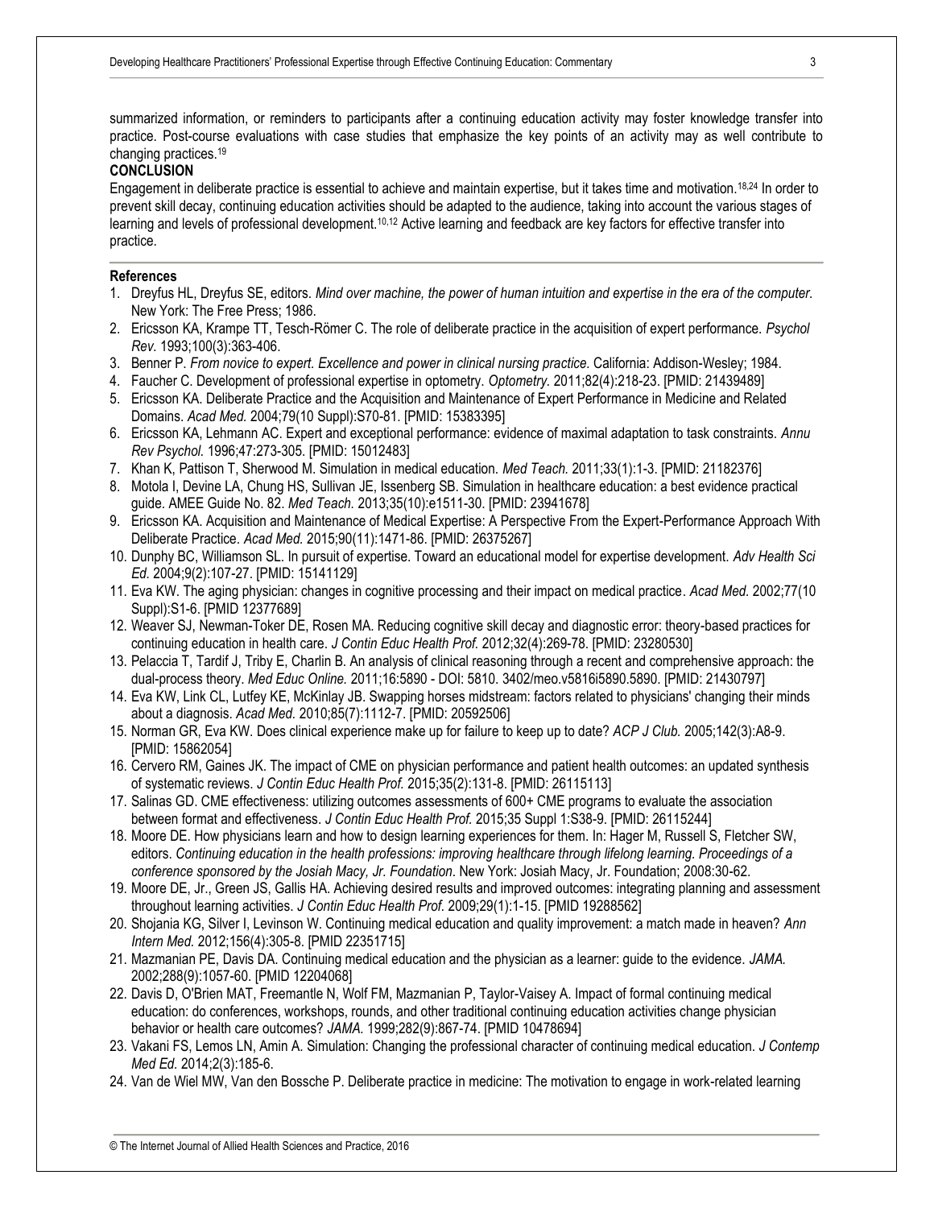summarized information, or reminders to participants after a continuing education activity may foster knowledge transfer into practice. Post-course evaluations with case studies that emphasize the key points of an activity may as well contribute to changing practices.[19]

## CONCLUSION

Engagement in deliberate practice is essential to achieve and maintain expertise, but it takes time and motivation.[18,24] In order to prevent skill decay, continuing education activities should be adapted to the audience, taking into account the various stages of learning and levels of professional development.[10,12] Active learning and feedback are key factors for effective transfer into practice.

## References

1. Dreyfus HL, Dreyfus SE, editors. *Mind over machine, the power of human intuition and expertise in the era of the computer.* New York: The Free Press; 1986.
2. Ericsson KA, Krampe TT, Tesch-Römer C. The role of deliberate practice in the acquisition of expert performance. *Psychol Rev.* 1993;100(3):363-406.
3. Benner P. *From novice to expert. Excellence and power in clinical nursing practice.* California: Addison-Wesley; 1984.
4. Faucher C. Development of professional expertise in optometry. *Optometry.* 2011;82(4):218-23. [PMID: 21439489]
5. Ericsson KA. Deliberate Practice and the Acquisition and Maintenance of Expert Performance in Medicine and Related Domains. *Acad Med.* 2004;79(10 Suppl):S70-81. [PMID: 15383395]
6. Ericsson KA, Lehmann AC. Expert and exceptional performance: evidence of maximal adaptation to task constraints. *Annu Rev Psychol.* 1996;47:273-305. [PMID: 15012483]
7. Khan K, Pattison T, Sherwood M. Simulation in medical education. *Med Teach.* 2011;33(1):1-3. [PMID: 21182376]
8. Motola I, Devine LA, Chung HS, Sullivan JE, Issenberg SB. Simulation in healthcare education: a best evidence practical guide. AMEE Guide No. 82. *Med Teach.* 2013;35(10):e1511-30. [PMID: 23941678]
9. Ericsson KA. Acquisition and Maintenance of Medical Expertise: A Perspective From the Expert-Performance Approach With Deliberate Practice. *Acad Med.* 2015;90(11):1471-86. [PMID: 26375267]
10. Dunphy BC, Williamson SL. In pursuit of expertise. Toward an educational model for expertise development. *Adv Health Sci Ed.* 2004;9(2):107-27. [PMID: 15141129]
11. Eva KW. The aging physician: changes in cognitive processing and their impact on medical practice. *Acad Med.* 2002;77(10 Suppl):S1-6. [PMID 12377689]
12. Weaver SJ, Newman-Toker DE, Rosen MA. Reducing cognitive skill decay and diagnostic error: theory-based practices for continuing education in health care. *J Contin Educ Health Prof.* 2012;32(4):269-78. [PMID: 23280530]
13. Pelaccia T, Tardif J, Triby E, Charlin B. An analysis of clinical reasoning through a recent and comprehensive approach: the dual-process theory. *Med Educ Online.* 2011;16:5890 - DOI: 5810. 3402/meo.v5816i5890.5890. [PMID: 21430797]
14. Eva KW, Link CL, Lutfey KE, McKinlay JB. Swapping horses midstream: factors related to physicians' changing their minds about a diagnosis. *Acad Med.* 2010;85(7):1112-7. [PMID: 20592506]
15. Norman GR, Eva KW. Does clinical experience make up for failure to keep up to date? *ACP J Club.* 2005;142(3):A8-9. [PMID: 15862054]
16. Cervero RM, Gaines JK. The impact of CME on physician performance and patient health outcomes: an updated synthesis of systematic reviews. *J Contin Educ Health Prof.* 2015;35(2):131-8. [PMID: 26115113]
17. Salinas GD. CME effectiveness: utilizing outcomes assessments of 600+ CME programs to evaluate the association between format and effectiveness. *J Contin Educ Health Prof.* 2015;35 Suppl 1:S38-9. [PMID: 26115244]
18. Moore DE. How physicians learn and how to design learning experiences for them. In: Hager M, Russell S, Fletcher SW, editors. *Continuing education in the health professions: improving healthcare through lifelong learning. Proceedings of a conference sponsored by the Josiah Macy, Jr. Foundation*. New York: Josiah Macy, Jr. Foundation; 2008:30-62.
19. Moore DE, Jr., Green JS, Gallis HA. Achieving desired results and improved outcomes: integrating planning and assessment throughout learning activities. *J Contin Educ Health Prof.* 2009;29(1):1-15. [PMID 19288562]
20. Shojania KG, Silver I, Levinson W. Continuing medical education and quality improvement: a match made in heaven? *Ann Intern Med.* 2012;156(4):305-8. [PMID 22351715]
21. Mazmanian PE, Davis DA. Continuing medical education and the physician as a learner: guide to the evidence. *JAMA.* 2002;288(9):1057-60. [PMID 12204068]
22. Davis D, O'Brien MAT, Freemantle N, Wolf FM, Mazmanian P, Taylor-Vaisey A. Impact of formal continuing medical education: do conferences, workshops, rounds, and other traditional continuing education activities change physician behavior or health care outcomes? *JAMA.* 1999;282(9):867-74. [PMID 10478694]
23. Vakani FS, Lemos LN, Amin A. Simulation: Changing the professional character of continuing medical education. *J Contemp Med Ed.* 2014;2(3):185-6.
24. Van de Wiel MW, Van den Bossche P. Deliberate practice in medicine: The motivation to engage in work-related learning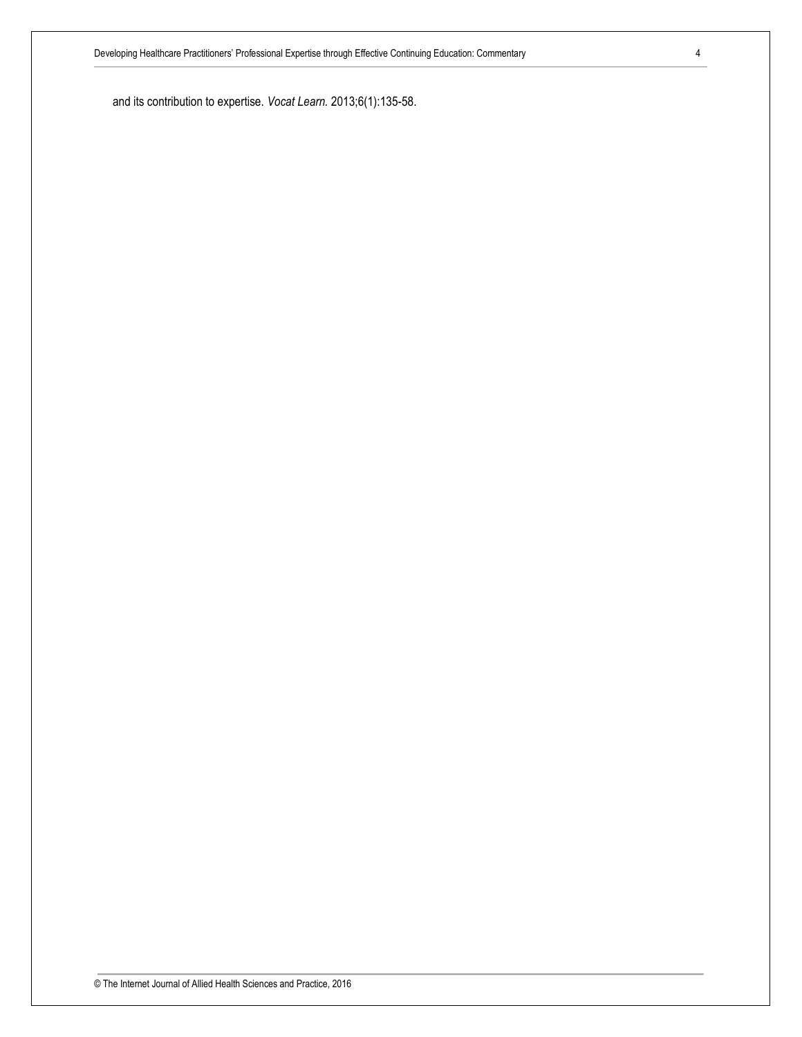and its contribution to expertise. *Vocat Learn.* 2013;6(1):135-58.